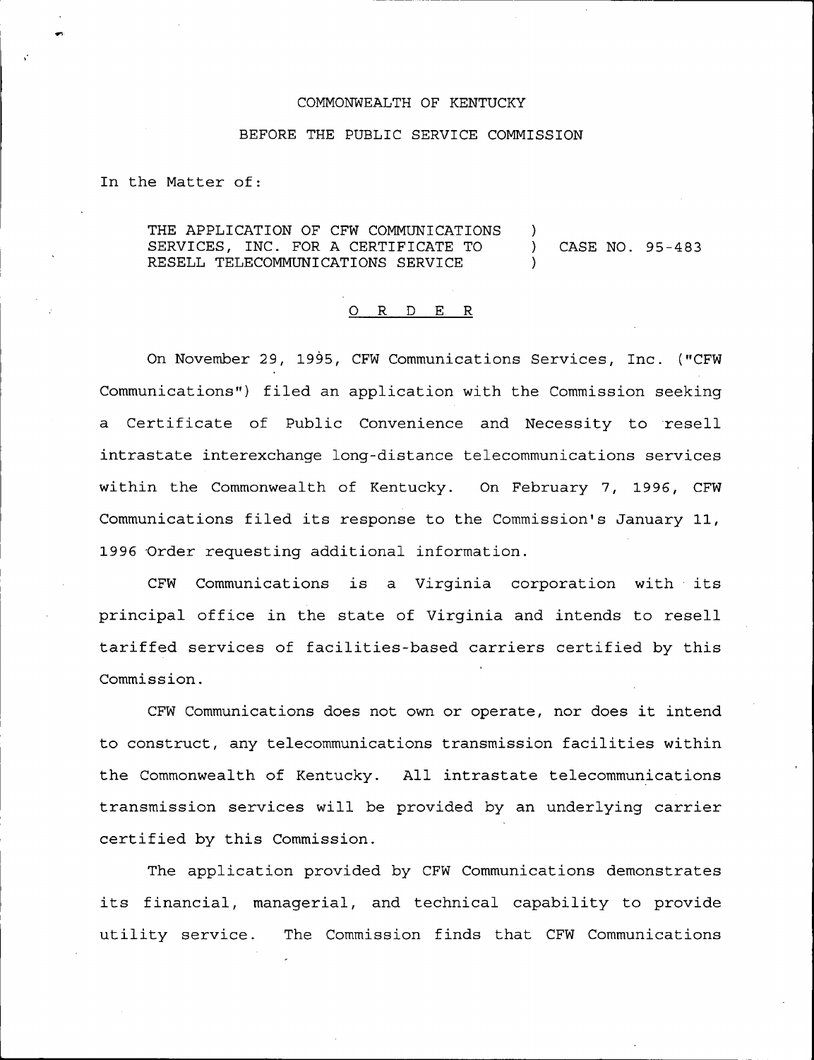COMMONWEALTH OF KENTUCKY

BEFORE THE PUBLIC SERVICE COMMISSION

In the Matter of:

| | | |
|---|---|---|
| THE APPLICATION OF CFW COMMUNICATIONS SERVICES, INC. FOR A CERTIFICATE TO RESELL TELECOMMUNICATIONS SERVICE | ) ) ) | CASE NO. 95-483 |

O R D E R

On November 29, 1995, CFW Communications Services, Inc. ("CFW Communications") filed an application with the Commission seeking a Certificate of Public Convenience and Necessity to resell intrastate interexchange long-distance telecommunications services within the Commonwealth of Kentucky. On February 7, 1996, CFW Communications filed its response to the Commission's January 11, 1996 Order requesting additional information.

CFW Communications is a Virginia corporation with its principal office in the state of Virginia and intends to resell tariffed services of facilities-based carriers certified by this Commission.

CFW Communications does not own or operate, nor does it intend to construct, any telecommunications transmission facilities within the Commonwealth of Kentucky. All intrastate telecommunications transmission services will be provided by an underlying carrier certified by this Commission.

The application provided by CFW Communications demonstrates its financial, managerial, and technical capability to provide utility service. The Commission finds that CFW Communications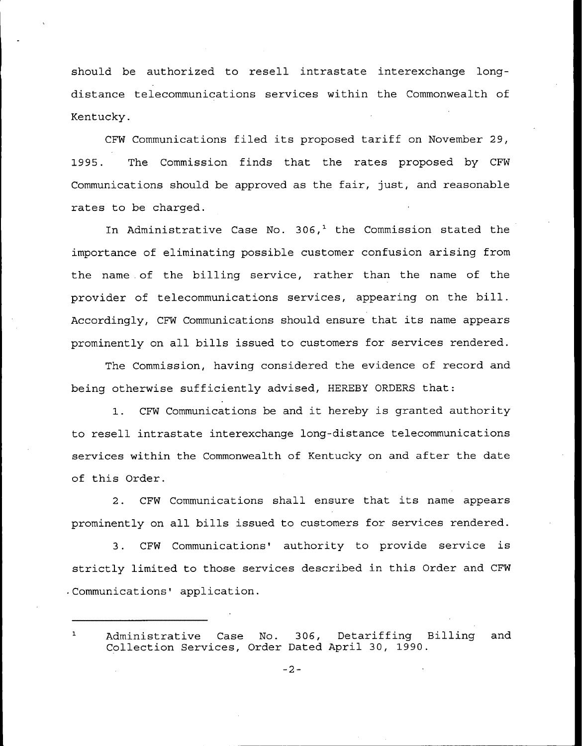should be authorized to resell intrastate interexchange long-distance telecommunications services within the Commonwealth of Kentucky.

CFW Communications filed its proposed tariff on November 29, 1995. The Commission finds that the rates proposed by CFW Communications should be approved as the fair, just, and reasonable rates to be charged.

In Administrative Case No. 306,[1] the Commission stated the importance of eliminating possible customer confusion arising from the name of the billing service, rather than the name of the provider of telecommunications services, appearing on the bill. Accordingly, CFW Communications should ensure that its name appears prominently on all bills issued to customers for services rendered.

The Commission, having considered the evidence of record and being otherwise sufficiently advised, HEREBY ORDERS that:

1. CFW Communications be and it hereby is granted authority to resell intrastate interexchange long-distance telecommunications services within the Commonwealth of Kentucky on and after the date of this Order.

2. CFW Communications shall ensure that its name appears prominently on all bills issued to customers for services rendered.

3. CFW Communications' authority to provide service is strictly limited to those services described in this Order and CFW Communications' application.

---

[1] Administrative Case No. 306, Detariffing Billing and Collection Services, Order Dated April 30, 1990.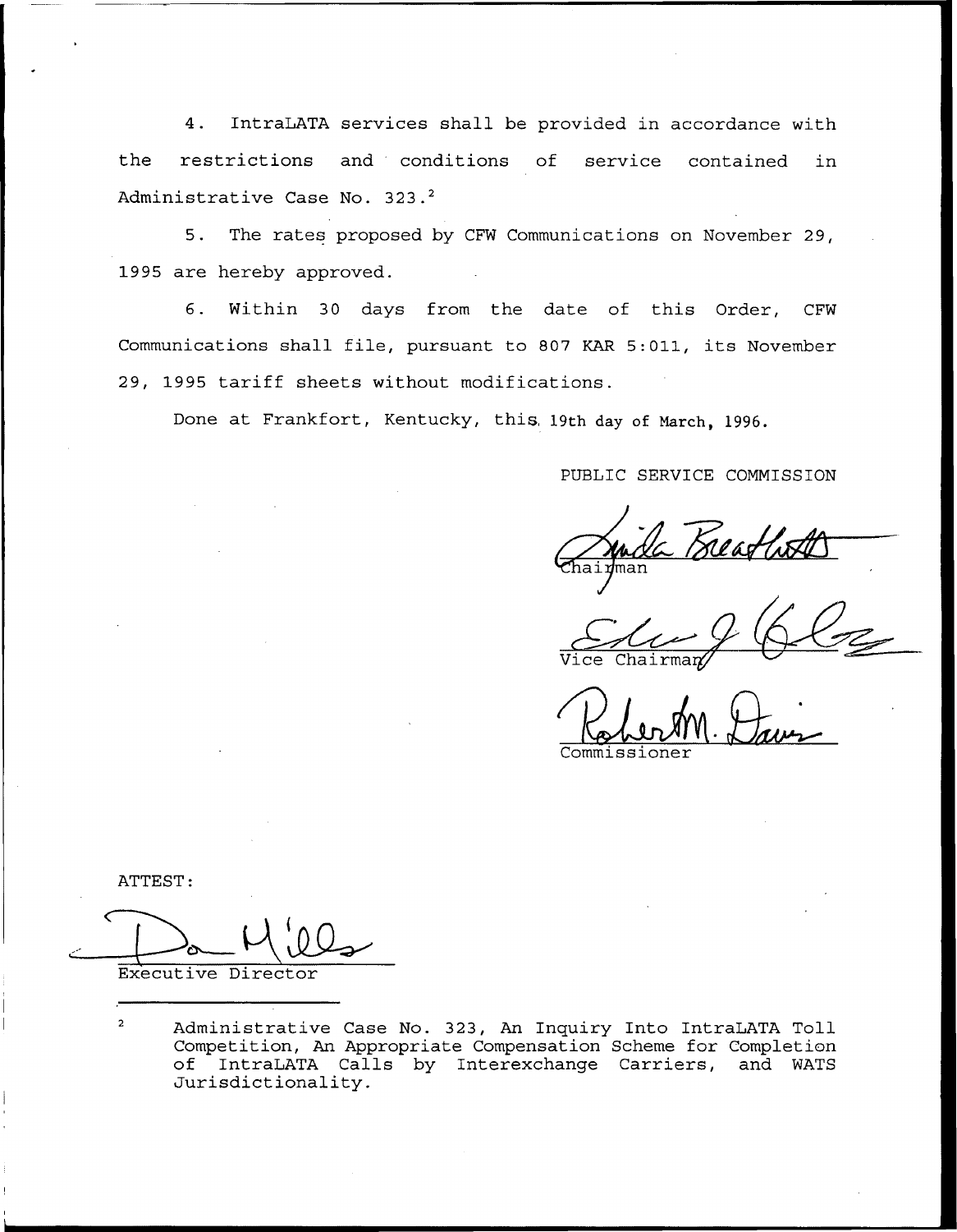4. IntraLATA services shall be provided in accordance with the restrictions and conditions of service contained in Administrative Case No. 323.[2]

5. The rates proposed by CFW Communications on November 29, 1995 are hereby approved.

6. Within 30 days from the date of this Order, CFW Communications shall file, pursuant to 807 KAR 5:011, its November 29, 1995 tariff sheets without modifications.

Done at Frankfort, Kentucky, this 19th day of March, 1996.

PUBLIC SERVICE COMMISSION

Chairman

Vice Chairman

Commissioner

ATTEST:

Executive Director

---

[2] Administrative Case No. 323, An Inquiry Into IntraLATA Toll Competition, An Appropriate Compensation Scheme for Completion of IntraLATA Calls by Interexchange Carriers, and WATS Jurisdictionality.